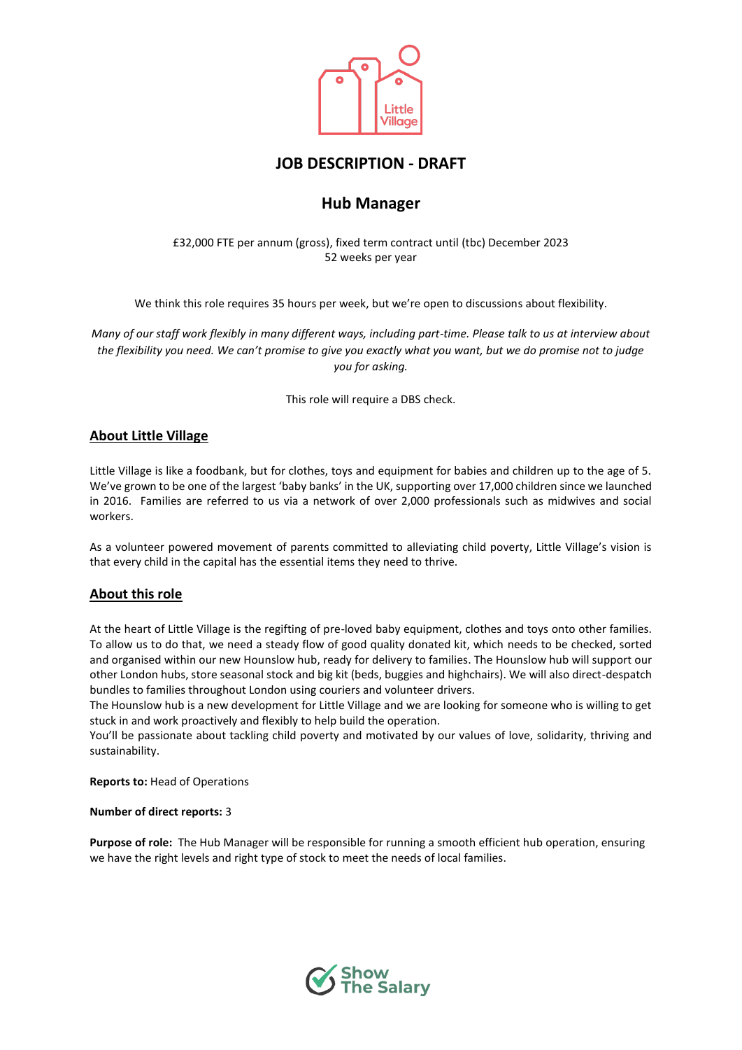# JOB DESCRIPTION - DRAFT

## Hub Manager

£32,000 FTE per annum (gross), fixed term contract until (tbc) December 2023
52 weeks per year

We think this role requires 35 hours per week, but we're open to discussions about flexibility.

*Many of our staff work flexibly in many different ways, including part-time. Please talk to us at interview about the flexibility you need. We can't promise to give you exactly what you want, but we do promise not to judge you for asking.*

This role will require a DBS check.

## About Little Village

Little Village is like a foodbank, but for clothes, toys and equipment for babies and children up to the age of 5. We've grown to be one of the largest 'baby banks' in the UK, supporting over 17,000 children since we launched in 2016. Families are referred to us via a network of over 2,000 professionals such as midwives and social workers.

As a volunteer powered movement of parents committed to alleviating child poverty, Little Village's vision is that every child in the capital has the essential items they need to thrive.

## About this role

At the heart of Little Village is the regifting of pre-loved baby equipment, clothes and toys onto other families. To allow us to do that, we need a steady flow of good quality donated kit, which needs to be checked, sorted and organised within our new Hounslow hub, ready for delivery to families. The Hounslow hub will support our other London hubs, store seasonal stock and big kit (beds, buggies and highchairs). We will also direct-despatch bundles to families throughout London using couriers and volunteer drivers.
The Hounslow hub is a new development for Little Village and we are looking for someone who is willing to get stuck in and work proactively and flexibly to help build the operation.
You'll be passionate about tackling child poverty and motivated by our values of love, solidarity, thriving and sustainability.

**Reports to:** Head of Operations

**Number of direct reports:** 3

**Purpose of role:** The Hub Manager will be responsible for running a smooth efficient hub operation, ensuring we have the right levels and right type of stock to meet the needs of local families.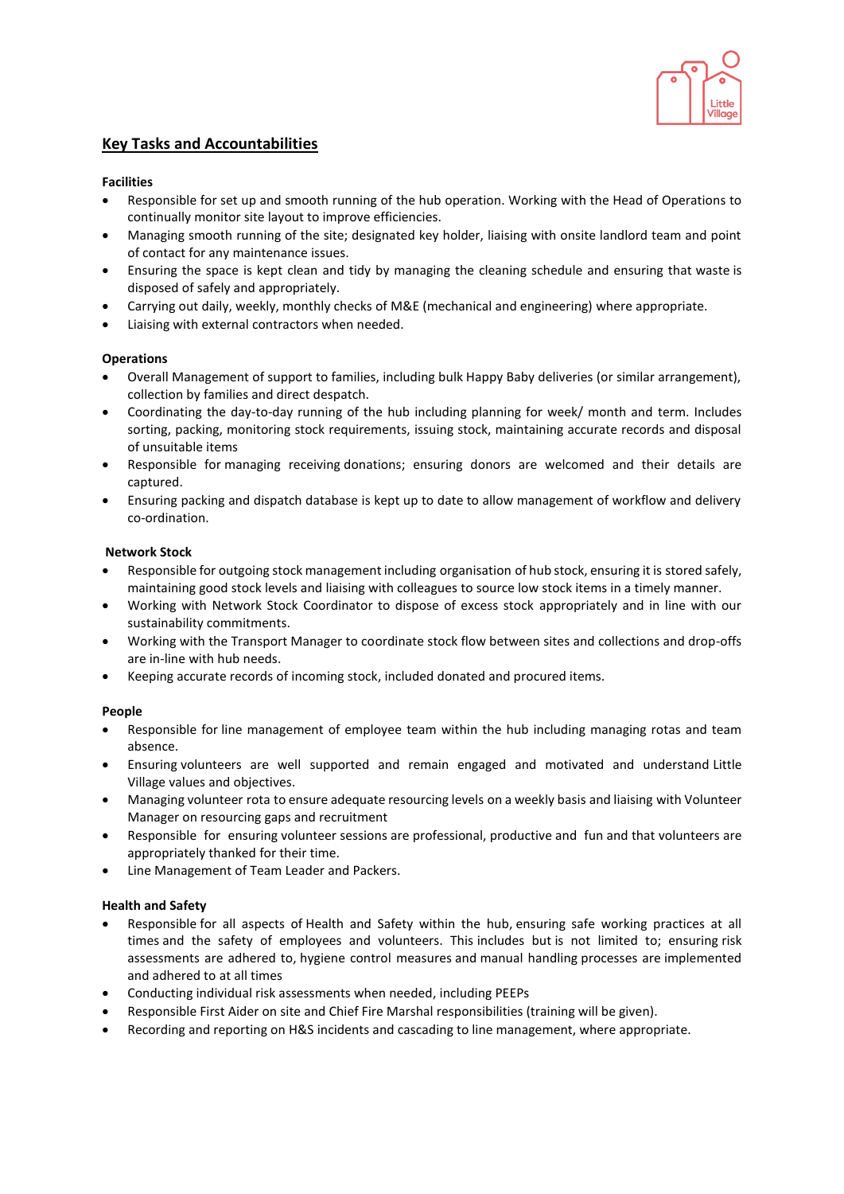## Key Tasks and Accountabilities

**Facilities**

- Responsible for set up and smooth running of the hub operation. Working with the Head of Operations to continually monitor site layout to improve efficiencies.
- Managing smooth running of the site; designated key holder, liaising with onsite landlord team and point of contact for any maintenance issues.
- Ensuring the space is kept clean and tidy by managing the cleaning schedule and ensuring that waste is disposed of safely and appropriately.
- Carrying out daily, weekly, monthly checks of M&E (mechanical and engineering) where appropriate.
- Liaising with external contractors when needed.

**Operations**

- Overall Management of support to families, including bulk Happy Baby deliveries (or similar arrangement), collection by families and direct despatch.
- Coordinating the day-to-day running of the hub including planning for week/ month and term. Includes sorting, packing, monitoring stock requirements, issuing stock, maintaining accurate records and disposal of unsuitable items
- Responsible for managing receiving donations; ensuring donors are welcomed and their details are captured.
- Ensuring packing and dispatch database is kept up to date to allow management of workflow and delivery co-ordination.

**Network Stock**

- Responsible for outgoing stock management including organisation of hub stock, ensuring it is stored safely, maintaining good stock levels and liaising with colleagues to source low stock items in a timely manner.
- Working with Network Stock Coordinator to dispose of excess stock appropriately and in line with our sustainability commitments.
- Working with the Transport Manager to coordinate stock flow between sites and collections and drop-offs are in-line with hub needs.
- Keeping accurate records of incoming stock, included donated and procured items.

**People**

- Responsible for line management of employee team within the hub including managing rotas and team absence.
- Ensuring volunteers are well supported and remain engaged and motivated and understand Little Village values and objectives.
- Managing volunteer rota to ensure adequate resourcing levels on a weekly basis and liaising with Volunteer Manager on resourcing gaps and recruitment
- Responsible for ensuring volunteer sessions are professional, productive and fun and that volunteers are appropriately thanked for their time.
- Line Management of Team Leader and Packers.

**Health and Safety**

- Responsible for all aspects of Health and Safety within the hub, ensuring safe working practices at all times and the safety of employees and volunteers. This includes but is not limited to; ensuring risk assessments are adhered to, hygiene control measures and manual handling processes are implemented and adhered to at all times
- Conducting individual risk assessments when needed, including PEEPs
- Responsible First Aider on site and Chief Fire Marshal responsibilities (training will be given).
- Recording and reporting on H&S incidents and cascading to line management, where appropriate.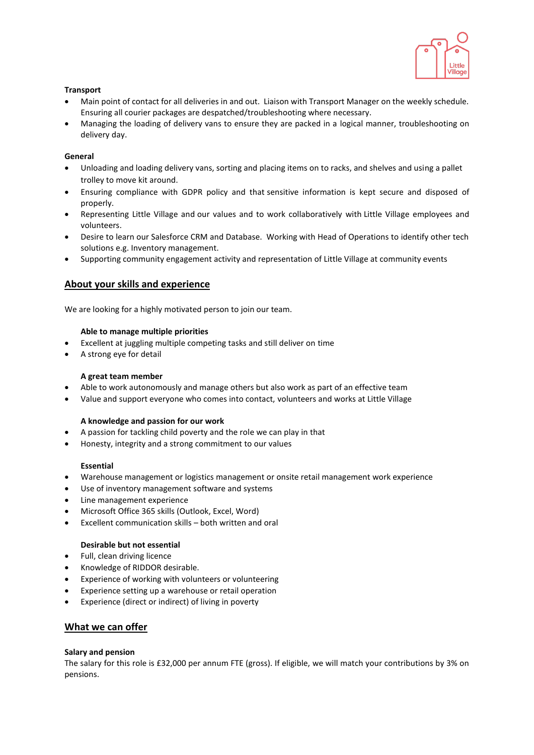**Transport**

- Main point of contact for all deliveries in and out. Liaison with Transport Manager on the weekly schedule. Ensuring all courier packages are despatched/troubleshooting where necessary.
- Managing the loading of delivery vans to ensure they are packed in a logical manner, troubleshooting on delivery day.

**General**

- Unloading and loading delivery vans, sorting and placing items on to racks, and shelves and using a pallet trolley to move kit around.
- Ensuring compliance with GDPR policy and that sensitive information is kept secure and disposed of properly.
- Representing Little Village and our values and to work collaboratively with Little Village employees and volunteers.
- Desire to learn our Salesforce CRM and Database. Working with Head of Operations to identify other tech solutions e.g. Inventory management.
- Supporting community engagement activity and representation of Little Village at community events

## About your skills and experience

We are looking for a highly motivated person to join our team.

**Able to manage multiple priorities**

- Excellent at juggling multiple competing tasks and still deliver on time
- A strong eye for detail

**A great team member**

- Able to work autonomously and manage others but also work as part of an effective team
- Value and support everyone who comes into contact, volunteers and works at Little Village

**A knowledge and passion for our work**

- A passion for tackling child poverty and the role we can play in that
- Honesty, integrity and a strong commitment to our values

**Essential**

- Warehouse management or logistics management or onsite retail management work experience
- Use of inventory management software and systems
- Line management experience
- Microsoft Office 365 skills (Outlook, Excel, Word)
- Excellent communication skills – both written and oral

**Desirable but not essential**

- Full, clean driving licence
- Knowledge of RIDDOR desirable.
- Experience of working with volunteers or volunteering
- Experience setting up a warehouse or retail operation
- Experience (direct or indirect) of living in poverty

## What we can offer

**Salary and pension**

The salary for this role is £32,000 per annum FTE (gross). If eligible, we will match your contributions by 3% on pensions.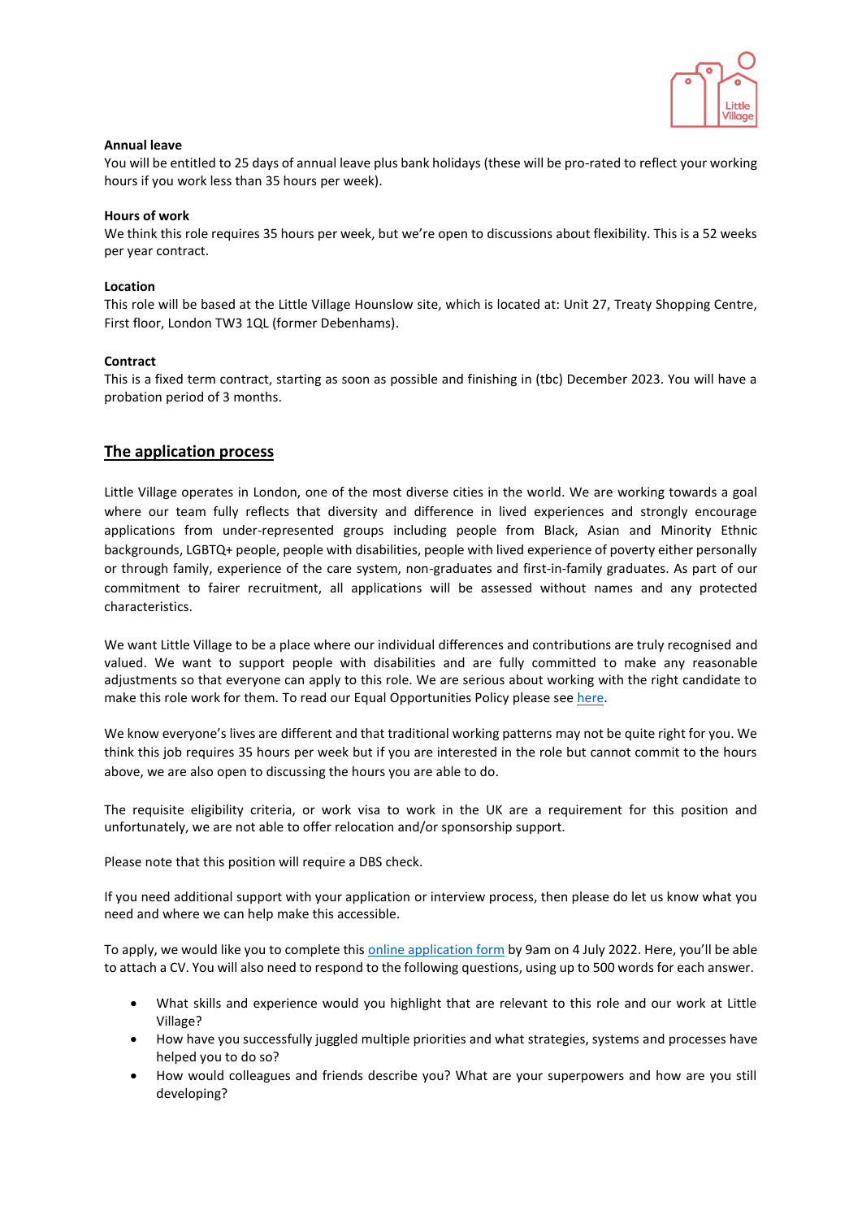**Annual leave**

You will be entitled to 25 days of annual leave plus bank holidays (these will be pro-rated to reflect your working hours if you work less than 35 hours per week).

**Hours of work**

We think this role requires 35 hours per week, but we're open to discussions about flexibility. This is a 52 weeks per year contract.

**Location**

This role will be based at the Little Village Hounslow site, which is located at: Unit 27, Treaty Shopping Centre, First floor, London TW3 1QL (former Debenhams).

**Contract**

This is a fixed term contract, starting as soon as possible and finishing in (tbc) December 2023. You will have a probation period of 3 months.

## The application process

Little Village operates in London, one of the most diverse cities in the world. We are working towards a goal where our team fully reflects that diversity and difference in lived experiences and strongly encourage applications from under-represented groups including people from Black, Asian and Minority Ethnic backgrounds, LGBTQ+ people, people with disabilities, people with lived experience of poverty either personally or through family, experience of the care system, non-graduates and first-in-family graduates. As part of our commitment to fairer recruitment, all applications will be assessed without names and any protected characteristics.

We want Little Village to be a place where our individual differences and contributions are truly recognised and valued. We want to support people with disabilities and are fully committed to make any reasonable adjustments so that everyone can apply to this role. We are serious about working with the right candidate to make this role work for them. To read our Equal Opportunities Policy please see here.

We know everyone's lives are different and that traditional working patterns may not be quite right for you. We think this job requires 35 hours per week but if you are interested in the role but cannot commit to the hours above, we are also open to discussing the hours you are able to do.

The requisite eligibility criteria, or work visa to work in the UK are a requirement for this position and unfortunately, we are not able to offer relocation and/or sponsorship support.

Please note that this position will require a DBS check.

If you need additional support with your application or interview process, then please do let us know what you need and where we can help make this accessible.

To apply, we would like you to complete this online application form by 9am on 4 July 2022. Here, you'll be able to attach a CV. You will also need to respond to the following questions, using up to 500 words for each answer.

- What skills and experience would you highlight that are relevant to this role and our work at Little Village?
- How have you successfully juggled multiple priorities and what strategies, systems and processes have helped you to do so?
- How would colleagues and friends describe you? What are your superpowers and how are you still developing?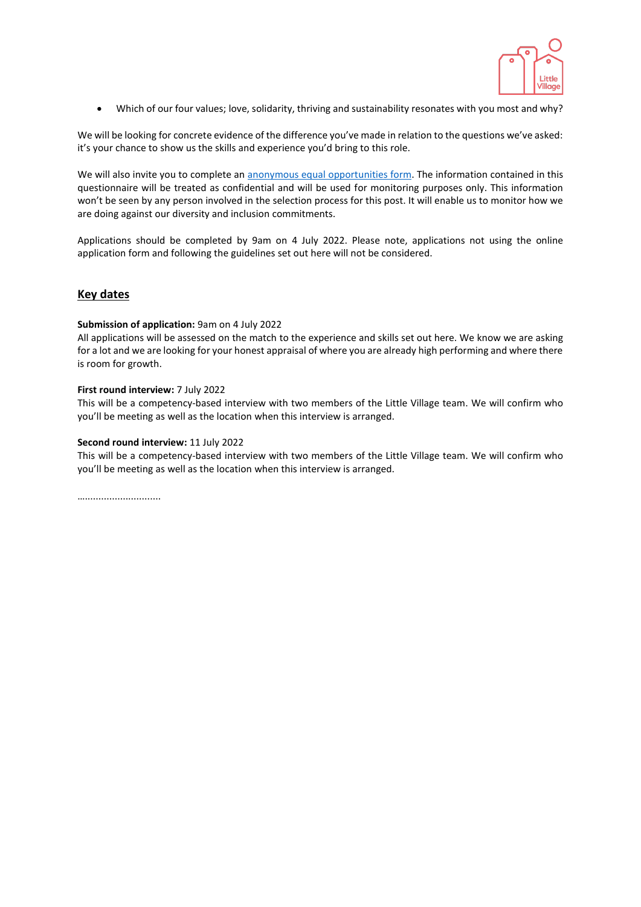- Which of our four values; love, solidarity, thriving and sustainability resonates with you most and why?

We will be looking for concrete evidence of the difference you've made in relation to the questions we've asked: it's your chance to show us the skills and experience you'd bring to this role.

We will also invite you to complete an anonymous equal opportunities form. The information contained in this questionnaire will be treated as confidential and will be used for monitoring purposes only. This information won't be seen by any person involved in the selection process for this post. It will enable us to monitor how we are doing against our diversity and inclusion commitments.

Applications should be completed by 9am on 4 July 2022. Please note, applications not using the online application form and following the guidelines set out here will not be considered.

## Key dates

**Submission of application:** 9am on 4 July 2022
All applications will be assessed on the match to the experience and skills set out here. We know we are asking for a lot and we are looking for your honest appraisal of where you are already high performing and where there is room for growth.

**First round interview:** 7 July 2022
This will be a competency-based interview with two members of the Little Village team. We will confirm who you'll be meeting as well as the location when this interview is arranged.

**Second round interview:** 11 July 2022
This will be a competency-based interview with two members of the Little Village team. We will confirm who you'll be meeting as well as the location when this interview is arranged.

…………………………